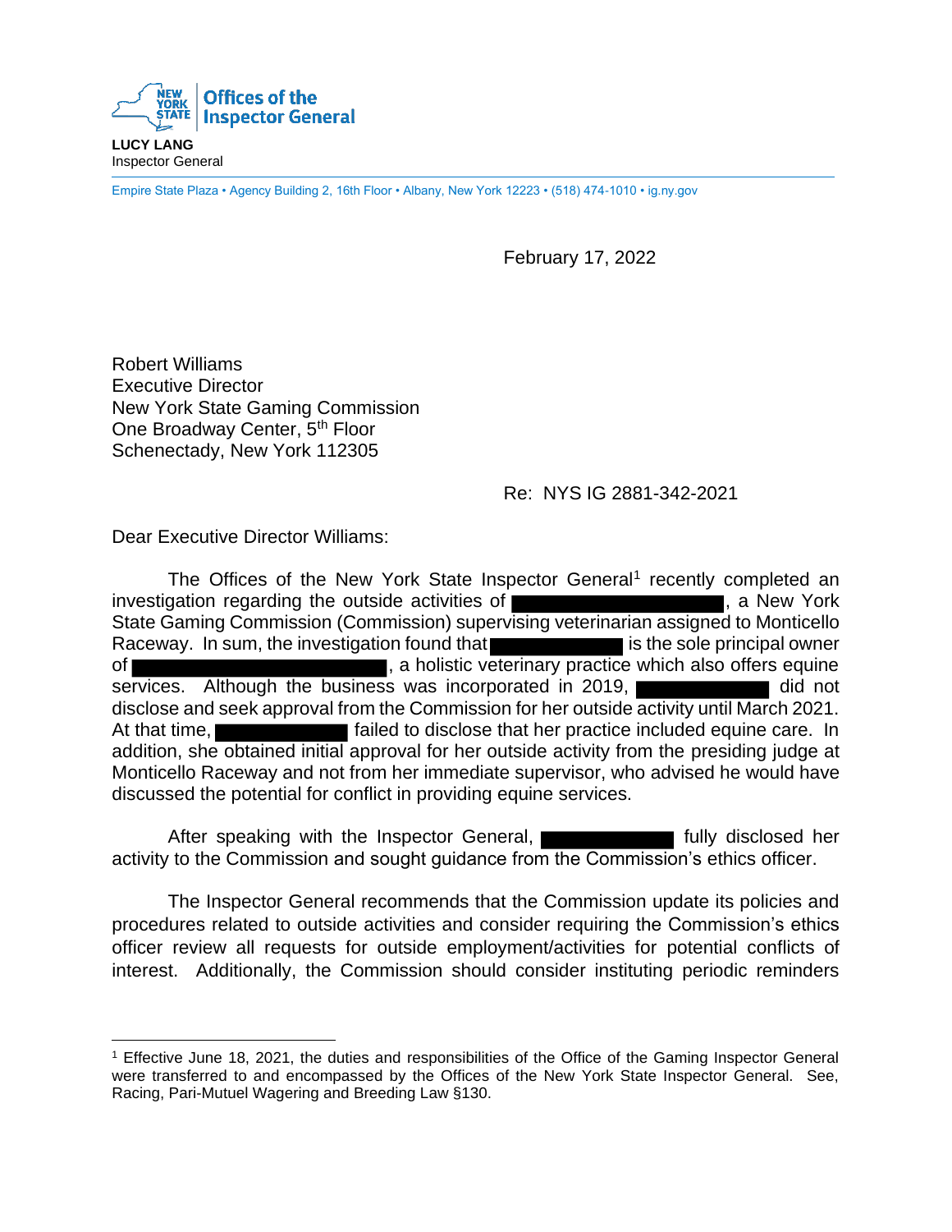**Offices of the Inspector General**

**LUCY LANG**
Inspector General

Empire State Plaza • Agency Building 2, 16th Floor • Albany, New York 12223 • (518) 474-1010 • ig.ny.gov

February 17, 2022

Robert Williams
Executive Director
New York State Gaming Commission
One Broadway Center, 5th Floor
Schenectady, New York 112305

Re: NYS IG 2881-342-2021

Dear Executive Director Williams:

The Offices of the New York State Inspector General[1] recently completed an investigation regarding the outside activities of ████████████, a New York State Gaming Commission (Commission) supervising veterinarian assigned to Monticello Raceway. In sum, the investigation found that ████████ is the sole principal owner of ████████████████, a holistic veterinary practice which also offers equine services. Although the business was incorporated in 2019, ████████ did not disclose and seek approval from the Commission for her outside activity until March 2021. At that time, ████████ failed to disclose that her practice included equine care. In addition, she obtained initial approval for her outside activity from the presiding judge at Monticello Raceway and not from her immediate supervisor, who advised he would have discussed the potential for conflict in providing equine services.

After speaking with the Inspector General, ████████ fully disclosed her activity to the Commission and sought guidance from the Commission's ethics officer.

The Inspector General recommends that the Commission update its policies and procedures related to outside activities and consider requiring the Commission's ethics officer review all requests for outside employment/activities for potential conflicts of interest. Additionally, the Commission should consider instituting periodic reminders

---

[1] Effective June 18, 2021, the duties and responsibilities of the Office of the Gaming Inspector General were transferred to and encompassed by the Offices of the New York State Inspector General. See, Racing, Pari-Mutuel Wagering and Breeding Law §130.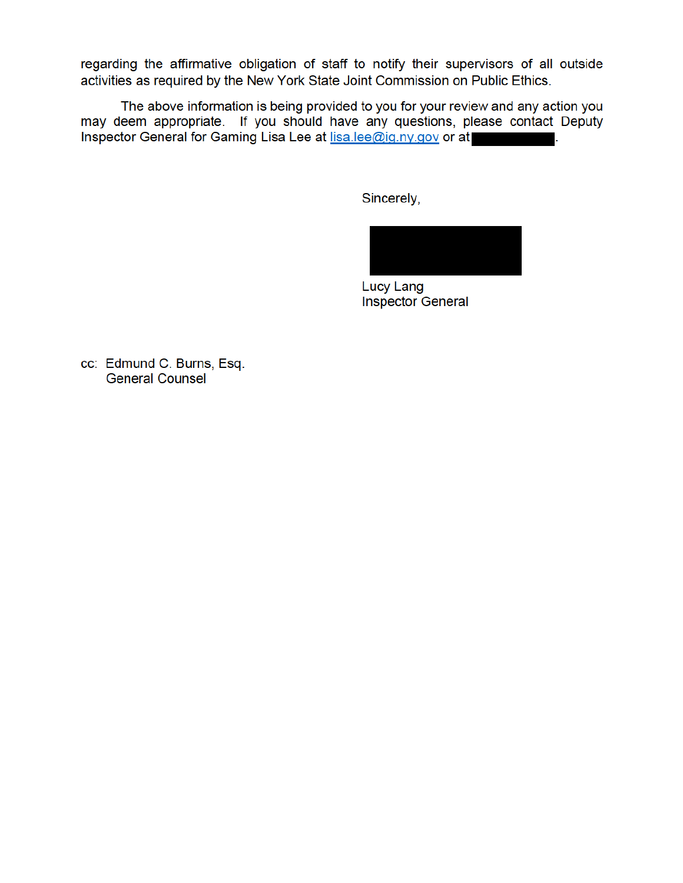regarding the affirmative obligation of staff to notify their supervisors of all outside activities as required by the New York State Joint Commission on Public Ethics.

The above information is being provided to you for your review and any action you may deem appropriate. If you should have any questions, please contact Deputy Inspector General for Gaming Lisa Lee at lisa.lee@ig.ny.gov or at [REDACTED].

Sincerely,

[REDACTED]

Lucy Lang
Inspector General

cc: Edmund C. Burns, Esq.
General Counsel